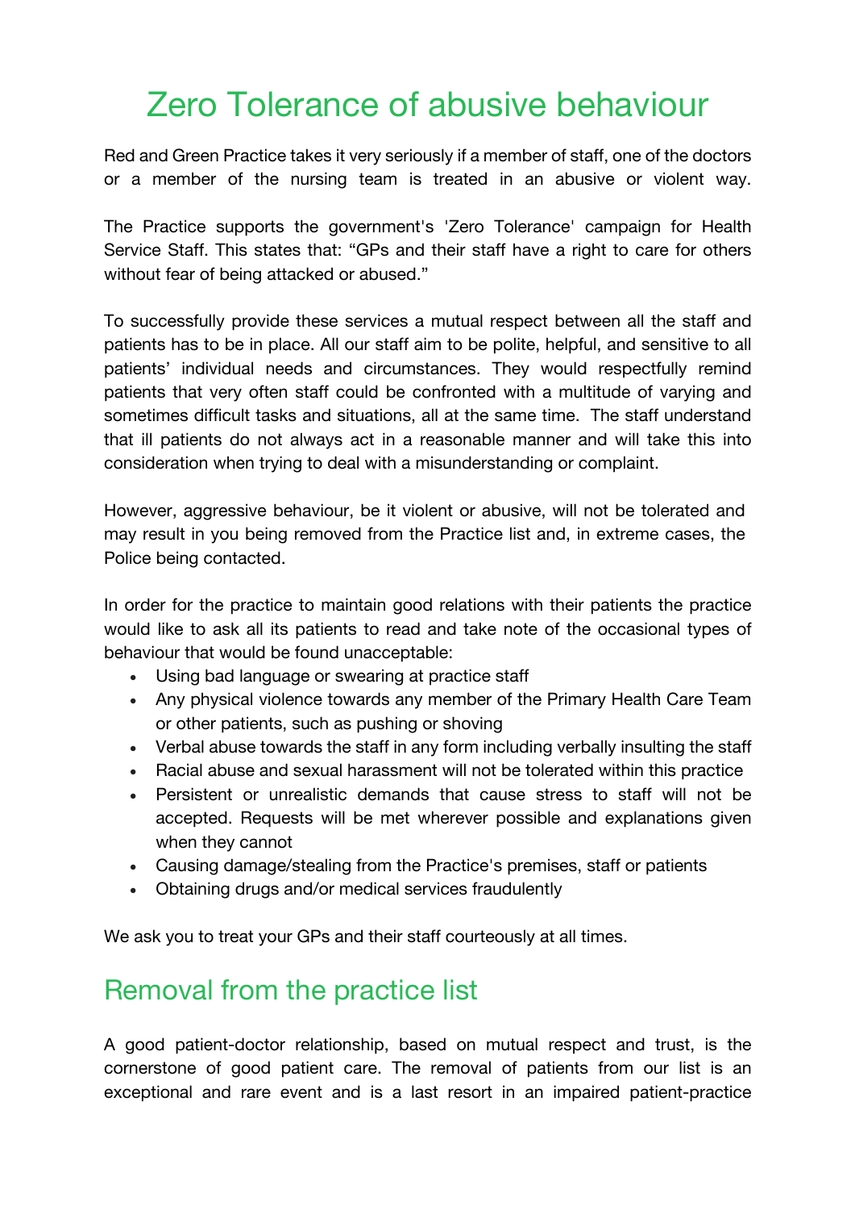# Zero Tolerance of abusive behaviour

Red and Green Practice takes it very seriously if a member of staff, one of the doctors or a member of the nursing team is treated in an abusive or violent way.

The Practice supports the government's 'Zero Tolerance' campaign for Health Service Staff. This states that: "GPs and their staff have a right to care for others without fear of being attacked or abused."

To successfully provide these services a mutual respect between all the staff and patients has to be in place. All our staff aim to be polite, helpful, and sensitive to all patients' individual needs and circumstances. They would respectfully remind patients that very often staff could be confronted with a multitude of varying and sometimes difficult tasks and situations, all at the same time. The staff understand that ill patients do not always act in a reasonable manner and will take this into consideration when trying to deal with a misunderstanding or complaint.

However, aggressive behaviour, be it violent or abusive, will not be tolerated and may result in you being removed from the Practice list and, in extreme cases, the Police being contacted.

In order for the practice to maintain good relations with their patients the practice would like to ask all its patients to read and take note of the occasional types of behaviour that would be found unacceptable:

- Using bad language or swearing at practice staff
- Any physical violence towards any member of the Primary Health Care Team or other patients, such as pushing or shoving
- Verbal abuse towards the staff in any form including verbally insulting the staff
- Racial abuse and sexual harassment will not be tolerated within this practice
- Persistent or unrealistic demands that cause stress to staff will not be accepted. Requests will be met wherever possible and explanations given when they cannot
- Causing damage/stealing from the Practice's premises, staff or patients
- Obtaining drugs and/or medical services fraudulently

We ask you to treat your GPs and their staff courteously at all times.

## Removal from the practice list

A good patient-doctor relationship, based on mutual respect and trust, is the cornerstone of good patient care. The removal of patients from our list is an exceptional and rare event and is a last resort in an impaired patient-practice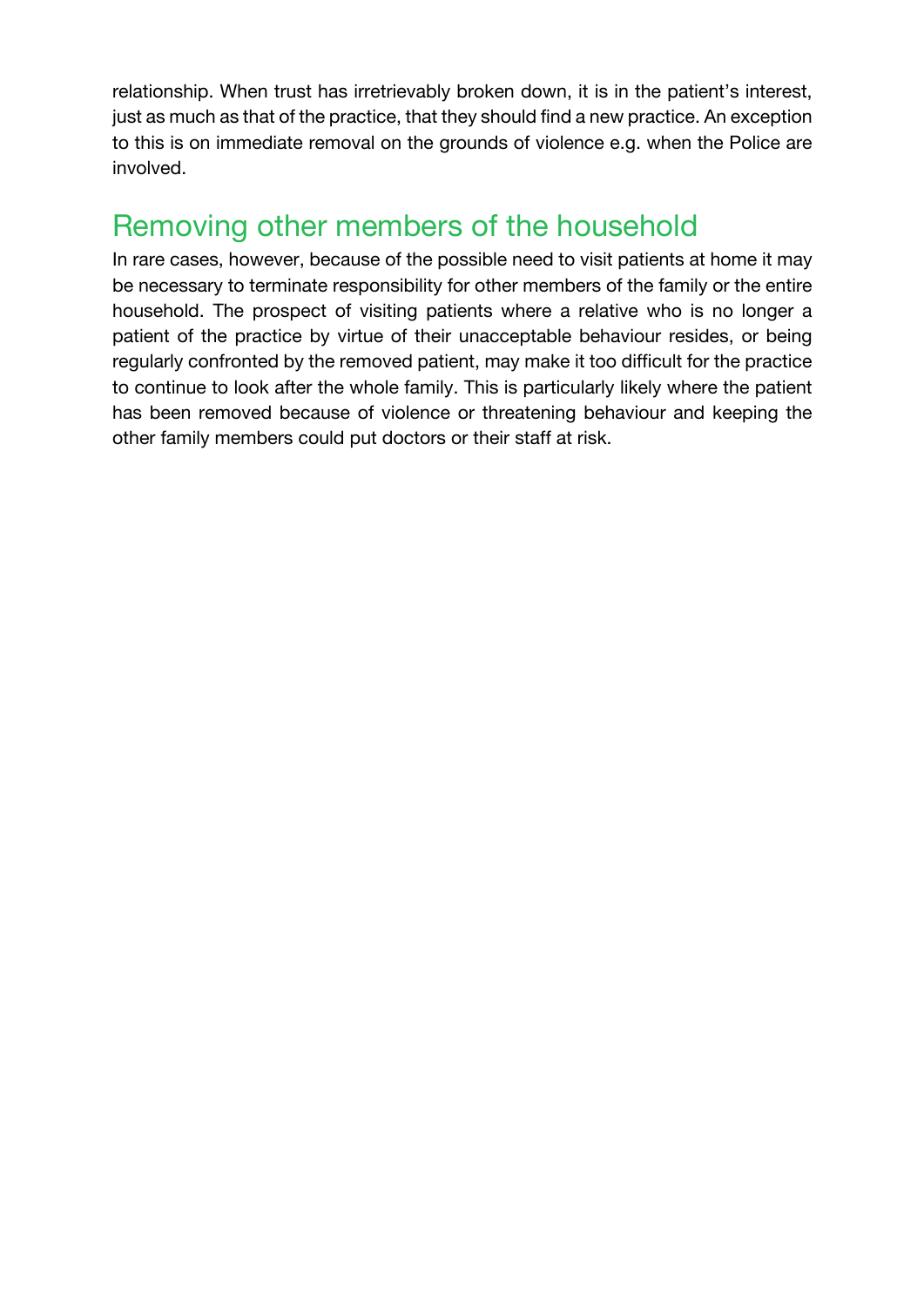relationship. When trust has irretrievably broken down, it is in the patient's interest, just as much as that of the practice, that they should find a new practice. An exception to this is on immediate removal on the grounds of violence e.g. when the Police are involved.

## Removing other members of the household

In rare cases, however, because of the possible need to visit patients at home it may be necessary to terminate responsibility for other members of the family or the entire household. The prospect of visiting patients where a relative who is no longer a patient of the practice by virtue of their unacceptable behaviour resides, or being regularly confronted by the removed patient, may make it too difficult for the practice to continue to look after the whole family. This is particularly likely where the patient has been removed because of violence or threatening behaviour and keeping the other family members could put doctors or their staff at risk.